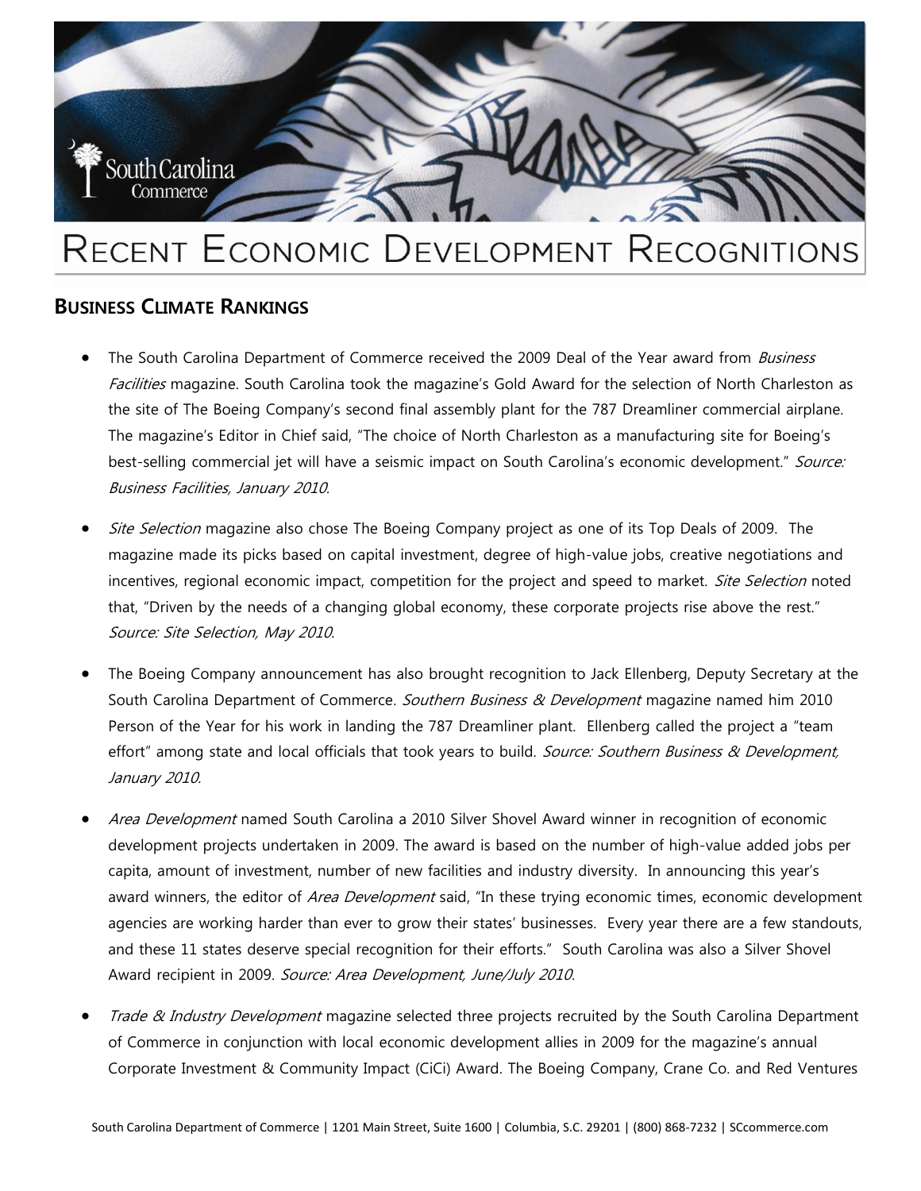# Recent Economic Development Recognitions

## Business Climate Rankings

- The South Carolina Department of Commerce received the 2009 Deal of the Year award from *Business Facilities* magazine. South Carolina took the magazine's Gold Award for the selection of North Charleston as the site of The Boeing Company's second final assembly plant for the 787 Dreamliner commercial airplane. The magazine's Editor in Chief said, "The choice of North Charleston as a manufacturing site for Boeing's best-selling commercial jet will have a seismic impact on South Carolina's economic development." *Source: Business Facilities, January 2010.*

- *Site Selection* magazine also chose The Boeing Company project as one of its Top Deals of 2009. The magazine made its picks based on capital investment, degree of high-value jobs, creative negotiations and incentives, regional economic impact, competition for the project and speed to market. *Site Selection* noted that, "Driven by the needs of a changing global economy, these corporate projects rise above the rest." *Source: Site Selection, May 2010.*

- The Boeing Company announcement has also brought recognition to Jack Ellenberg, Deputy Secretary at the South Carolina Department of Commerce. *Southern Business & Development* magazine named him 2010 Person of the Year for his work in landing the 787 Dreamliner plant. Ellenberg called the project a "team effort" among state and local officials that took years to build. *Source: Southern Business & Development, January 2010.*

- *Area Development* named South Carolina a 2010 Silver Shovel Award winner in recognition of economic development projects undertaken in 2009. The award is based on the number of high-value added jobs per capita, amount of investment, number of new facilities and industry diversity. In announcing this year's award winners, the editor of *Area Development* said, "In these trying economic times, economic development agencies are working harder than ever to grow their states' businesses. Every year there are a few standouts, and these 11 states deserve special recognition for their efforts." South Carolina was also a Silver Shovel Award recipient in 2009. *Source: Area Development, June/July 2010.*

- *Trade & Industry Development* magazine selected three projects recruited by the South Carolina Department of Commerce in conjunction with local economic development allies in 2009 for the magazine's annual Corporate Investment & Community Impact (CiCi) Award. The Boeing Company, Crane Co. and Red Ventures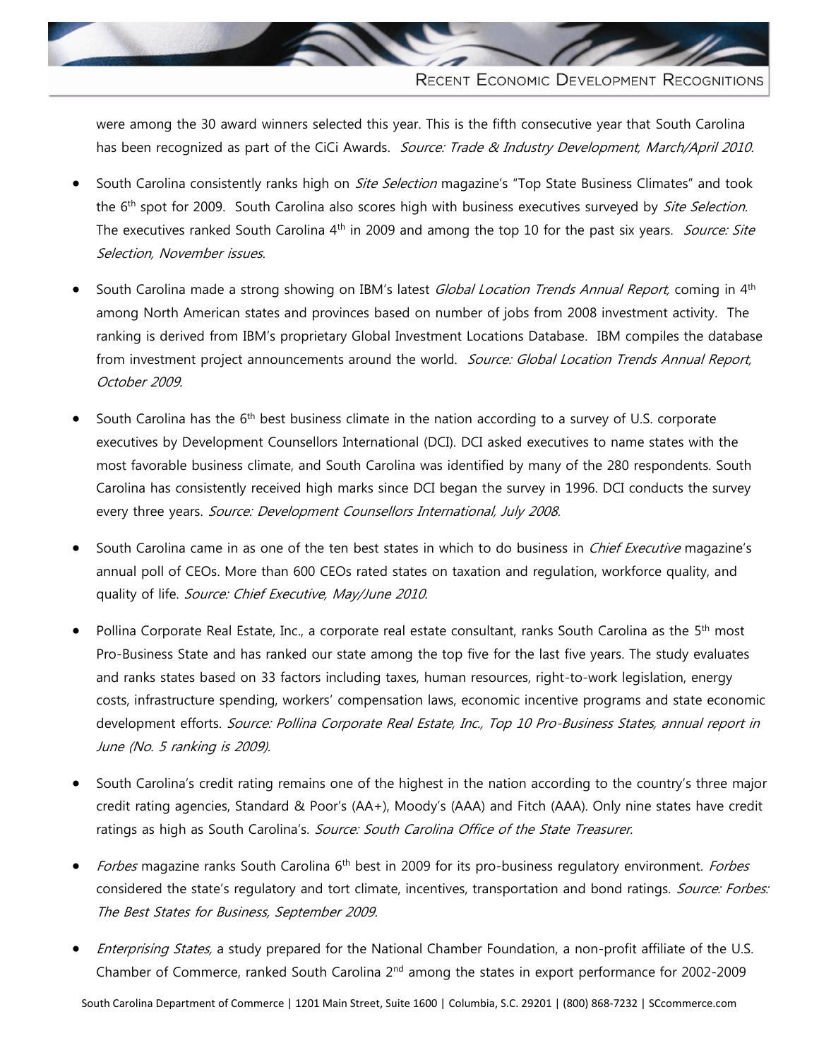were among the 30 award winners selected this year. This is the fifth consecutive year that South Carolina has been recognized as part of the CiCi Awards. *Source: Trade & Industry Development, March/April 2010.*

- South Carolina consistently ranks high on *Site Selection* magazine's "Top State Business Climates" and took the 6th spot for 2009. South Carolina also scores high with business executives surveyed by *Site Selection.* The executives ranked South Carolina 4th in 2009 and among the top 10 for the past six years. *Source: Site Selection, November issues.*

- South Carolina made a strong showing on IBM's latest *Global Location Trends Annual Report,* coming in 4th among North American states and provinces based on number of jobs from 2008 investment activity. The ranking is derived from IBM's proprietary Global Investment Locations Database. IBM compiles the database from investment project announcements around the world. *Source: Global Location Trends Annual Report, October 2009.*

- South Carolina has the 6th best business climate in the nation according to a survey of U.S. corporate executives by Development Counsellors International (DCI). DCI asked executives to name states with the most favorable business climate, and South Carolina was identified by many of the 280 respondents. South Carolina has consistently received high marks since DCI began the survey in 1996. DCI conducts the survey every three years. *Source: Development Counsellors International, July 2008.*

- South Carolina came in as one of the ten best states in which to do business in *Chief Executive* magazine's annual poll of CEOs. More than 600 CEOs rated states on taxation and regulation, workforce quality, and quality of life. *Source: Chief Executive, May/June 2010.*

- Pollina Corporate Real Estate, Inc., a corporate real estate consultant, ranks South Carolina as the 5th most Pro-Business State and has ranked our state among the top five for the last five years. The study evaluates and ranks states based on 33 factors including taxes, human resources, right-to-work legislation, energy costs, infrastructure spending, workers' compensation laws, economic incentive programs and state economic development efforts. *Source: Pollina Corporate Real Estate, Inc., Top 10 Pro-Business States, annual report in June (No. 5 ranking is 2009).*

- South Carolina's credit rating remains one of the highest in the nation according to the country's three major credit rating agencies, Standard & Poor's (AA+), Moody's (AAA) and Fitch (AAA). Only nine states have credit ratings as high as South Carolina's. *Source: South Carolina Office of the State Treasurer.*

- *Forbes* magazine ranks South Carolina 6th best in 2009 for its pro-business regulatory environment. *Forbes* considered the state's regulatory and tort climate, incentives, transportation and bond ratings. *Source: Forbes: The Best States for Business, September 2009.*

- *Enterprising States,* a study prepared for the National Chamber Foundation, a non-profit affiliate of the U.S. Chamber of Commerce, ranked South Carolina 2nd among the states in export performance for 2002-2009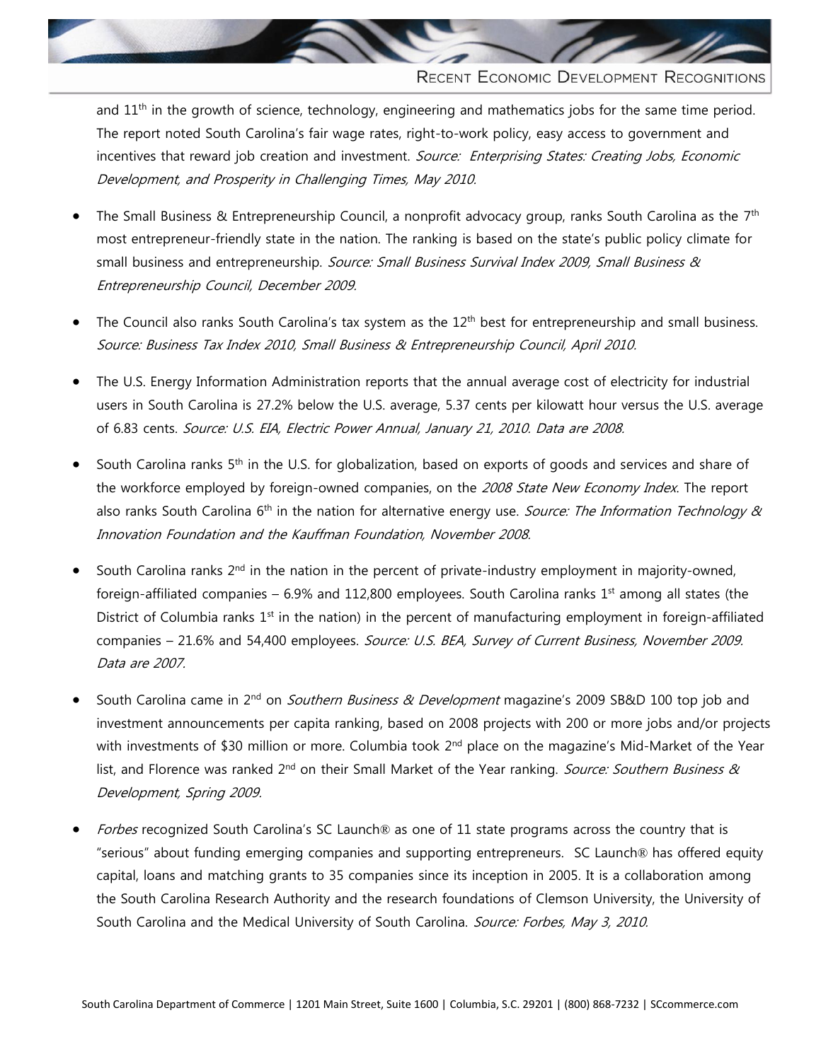and 11th in the growth of science, technology, engineering and mathematics jobs for the same time period. The report noted South Carolina's fair wage rates, right-to-work policy, easy access to government and incentives that reward job creation and investment. *Source: Enterprising States: Creating Jobs, Economic Development, and Prosperity in Challenging Times, May 2010.*

- The Small Business & Entrepreneurship Council, a nonprofit advocacy group, ranks South Carolina as the 7th most entrepreneur-friendly state in the nation. The ranking is based on the state's public policy climate for small business and entrepreneurship. *Source: Small Business Survival Index 2009, Small Business & Entrepreneurship Council, December 2009.*

- The Council also ranks South Carolina's tax system as the 12th best for entrepreneurship and small business. *Source: Business Tax Index 2010, Small Business & Entrepreneurship Council, April 2010.*

- The U.S. Energy Information Administration reports that the annual average cost of electricity for industrial users in South Carolina is 27.2% below the U.S. average, 5.37 cents per kilowatt hour versus the U.S. average of 6.83 cents. *Source: U.S. EIA, Electric Power Annual, January 21, 2010. Data are 2008.*

- South Carolina ranks 5th in the U.S. for globalization, based on exports of goods and services and share of the workforce employed by foreign-owned companies, on the *2008 State New Economy Index*. The report also ranks South Carolina 6th in the nation for alternative energy use. *Source: The Information Technology & Innovation Foundation and the Kauffman Foundation, November 2008.*

- South Carolina ranks 2nd in the nation in the percent of private-industry employment in majority-owned, foreign-affiliated companies – 6.9% and 112,800 employees. South Carolina ranks 1st among all states (the District of Columbia ranks 1st in the nation) in the percent of manufacturing employment in foreign-affiliated companies – 21.6% and 54,400 employees. *Source: U.S. BEA, Survey of Current Business, November 2009. Data are 2007.*

- South Carolina came in 2nd on *Southern Business & Development* magazine's 2009 SB&D 100 top job and investment announcements per capita ranking, based on 2008 projects with 200 or more jobs and/or projects with investments of $30 million or more. Columbia took 2nd place on the magazine's Mid-Market of the Year list, and Florence was ranked 2nd on their Small Market of the Year ranking. *Source: Southern Business & Development, Spring 2009.*

- *Forbes* recognized South Carolina's SC Launch® as one of 11 state programs across the country that is "serious" about funding emerging companies and supporting entrepreneurs. SC Launch® has offered equity capital, loans and matching grants to 35 companies since its inception in 2005. It is a collaboration among the South Carolina Research Authority and the research foundations of Clemson University, the University of South Carolina and the Medical University of South Carolina. *Source: Forbes, May 3, 2010.*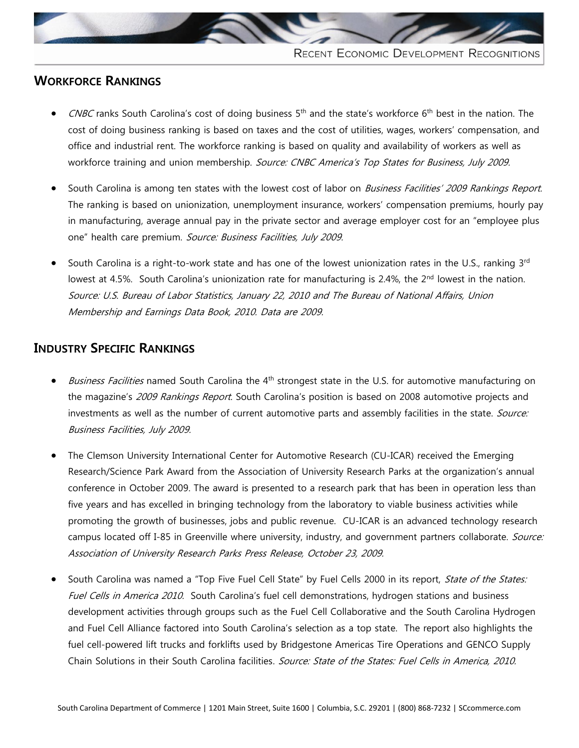## WORKFORCE RANKINGS

- *CNBC* ranks South Carolina's cost of doing business 5th and the state's workforce 6th best in the nation. The cost of doing business ranking is based on taxes and the cost of utilities, wages, workers' compensation, and office and industrial rent. The workforce ranking is based on quality and availability of workers as well as workforce training and union membership. *Source: CNBC America's Top States for Business, July 2009.*

- South Carolina is among ten states with the lowest cost of labor on *Business Facilities' 2009 Rankings Report.* The ranking is based on unionization, unemployment insurance, workers' compensation premiums, hourly pay in manufacturing, average annual pay in the private sector and average employer cost for an "employee plus one" health care premium. *Source: Business Facilities, July 2009.*

- South Carolina is a right-to-work state and has one of the lowest unionization rates in the U.S., ranking 3rd lowest at 4.5%. South Carolina's unionization rate for manufacturing is 2.4%, the 2nd lowest in the nation. *Source: U.S. Bureau of Labor Statistics, January 22, 2010 and The Bureau of National Affairs, Union Membership and Earnings Data Book, 2010. Data are 2009.*

## INDUSTRY SPECIFIC RANKINGS

- *Business Facilities* named South Carolina the 4th strongest state in the U.S. for automotive manufacturing on the magazine's *2009 Rankings Report*. South Carolina's position is based on 2008 automotive projects and investments as well as the number of current automotive parts and assembly facilities in the state. *Source: Business Facilities, July 2009.*

- The Clemson University International Center for Automotive Research (CU-ICAR) received the Emerging Research/Science Park Award from the Association of University Research Parks at the organization's annual conference in October 2009. The award is presented to a research park that has been in operation less than five years and has excelled in bringing technology from the laboratory to viable business activities while promoting the growth of businesses, jobs and public revenue. CU-ICAR is an advanced technology research campus located off I-85 in Greenville where university, industry, and government partners collaborate. *Source: Association of University Research Parks Press Release, October 23, 2009.*

- South Carolina was named a "Top Five Fuel Cell State" by Fuel Cells 2000 in its report, *State of the States: Fuel Cells in America 2010.* South Carolina's fuel cell demonstrations, hydrogen stations and business development activities through groups such as the Fuel Cell Collaborative and the South Carolina Hydrogen and Fuel Cell Alliance factored into South Carolina's selection as a top state. The report also highlights the fuel cell-powered lift trucks and forklifts used by Bridgestone Americas Tire Operations and GENCO Supply Chain Solutions in their South Carolina facilities. *Source: State of the States: Fuel Cells in America, 2010.*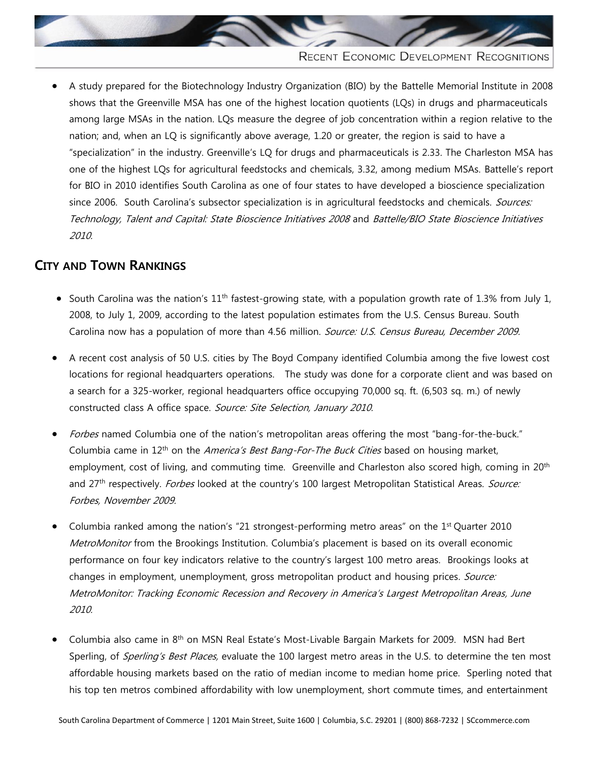- A study prepared for the Biotechnology Industry Organization (BIO) by the Battelle Memorial Institute in 2008 shows that the Greenville MSA has one of the highest location quotients (LQs) in drugs and pharmaceuticals among large MSAs in the nation. LQs measure the degree of job concentration within a region relative to the nation; and, when an LQ is significantly above average, 1.20 or greater, the region is said to have a "specialization" in the industry. Greenville's LQ for drugs and pharmaceuticals is 2.33. The Charleston MSA has one of the highest LQs for agricultural feedstocks and chemicals, 3.32, among medium MSAs. Battelle's report for BIO in 2010 identifies South Carolina as one of four states to have developed a bioscience specialization since 2006. South Carolina's subsector specialization is in agricultural feedstocks and chemicals. *Sources: Technology, Talent and Capital: State Bioscience Initiatives 2008* and *Battelle/BIO State Bioscience Initiatives 2010*.

## City and Town Rankings

- South Carolina was the nation's 11th fastest-growing state, with a population growth rate of 1.3% from July 1, 2008, to July 1, 2009, according to the latest population estimates from the U.S. Census Bureau. South Carolina now has a population of more than 4.56 million. *Source: U.S. Census Bureau, December 2009.*

- A recent cost analysis of 50 U.S. cities by The Boyd Company identified Columbia among the five lowest cost locations for regional headquarters operations. The study was done for a corporate client and was based on a search for a 325-worker, regional headquarters office occupying 70,000 sq. ft. (6,503 sq. m.) of newly constructed class A office space. *Source: Site Selection, January 2010.*

- *Forbes* named Columbia one of the nation's metropolitan areas offering the most "bang-for-the-buck." Columbia came in 12th on the *America's Best Bang-For-The Buck Cities* based on housing market, employment, cost of living, and commuting time. Greenville and Charleston also scored high, coming in 20th and 27th respectively. *Forbes* looked at the country's 100 largest Metropolitan Statistical Areas. *Source: Forbes, November 2009.*

- Columbia ranked among the nation's "21 strongest-performing metro areas" on the 1st Quarter 2010 *MetroMonitor* from the Brookings Institution. Columbia's placement is based on its overall economic performance on four key indicators relative to the country's largest 100 metro areas. Brookings looks at changes in employment, unemployment, gross metropolitan product and housing prices. *Source: MetroMonitor: Tracking Economic Recession and Recovery in America's Largest Metropolitan Areas, June 2010.*

- Columbia also came in 8th on MSN Real Estate's Most-Livable Bargain Markets for 2009. MSN had Bert Sperling, of *Sperling's Best Places,* evaluate the 100 largest metro areas in the U.S. to determine the ten most affordable housing markets based on the ratio of median income to median home price. Sperling noted that his top ten metros combined affordability with low unemployment, short commute times, and entertainment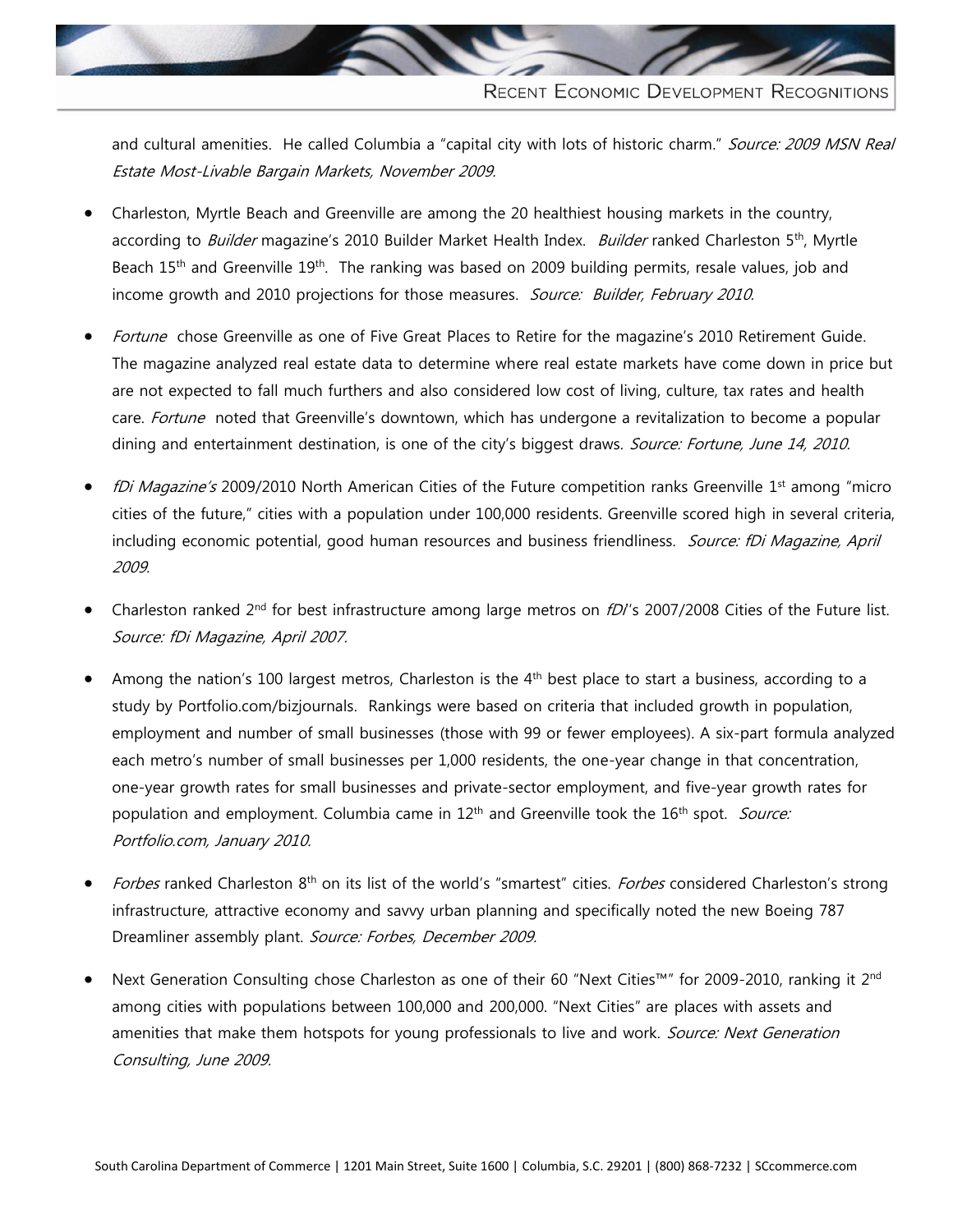and cultural amenities. He called Columbia a "capital city with lots of historic charm." *Source: 2009 MSN Real Estate Most-Livable Bargain Markets, November 2009.*

- Charleston, Myrtle Beach and Greenville are among the 20 healthiest housing markets in the country, according to *Builder* magazine's 2010 Builder Market Health Index. *Builder* ranked Charleston 5th, Myrtle Beach 15th and Greenville 19th. The ranking was based on 2009 building permits, resale values, job and income growth and 2010 projections for those measures. *Source: Builder, February 2010.*

- *Fortune* chose Greenville as one of Five Great Places to Retire for the magazine's 2010 Retirement Guide. The magazine analyzed real estate data to determine where real estate markets have come down in price but are not expected to fall much furthers and also considered low cost of living, culture, tax rates and health care. *Fortune* noted that Greenville's downtown, which has undergone a revitalization to become a popular dining and entertainment destination, is one of the city's biggest draws. *Source: Fortune, June 14, 2010.*

- *fDi Magazine's* 2009/2010 North American Cities of the Future competition ranks Greenville 1st among "micro cities of the future," cities with a population under 100,000 residents. Greenville scored high in several criteria, including economic potential, good human resources and business friendliness. *Source: fDi Magazine, April 2009.*

- Charleston ranked 2nd for best infrastructure among large metros on *fDI*'s 2007/2008 Cities of the Future list. *Source: fDi Magazine, April 2007.*

- Among the nation's 100 largest metros, Charleston is the 4th best place to start a business, according to a study by Portfolio.com/bizjournals. Rankings were based on criteria that included growth in population, employment and number of small businesses (those with 99 or fewer employees). A six-part formula analyzed each metro's number of small businesses per 1,000 residents, the one-year change in that concentration, one-year growth rates for small businesses and private-sector employment, and five-year growth rates for population and employment. Columbia came in 12th and Greenville took the 16th spot. *Source: Portfolio.com, January 2010.*

- *Forbes* ranked Charleston 8th on its list of the world's "smartest" cities. *Forbes* considered Charleston's strong infrastructure, attractive economy and savvy urban planning and specifically noted the new Boeing 787 Dreamliner assembly plant. *Source: Forbes, December 2009.*

- Next Generation Consulting chose Charleston as one of their 60 "Next Cities™" for 2009-2010, ranking it 2nd among cities with populations between 100,000 and 200,000. "Next Cities" are places with assets and amenities that make them hotspots for young professionals to live and work. *Source: Next Generation Consulting, June 2009.*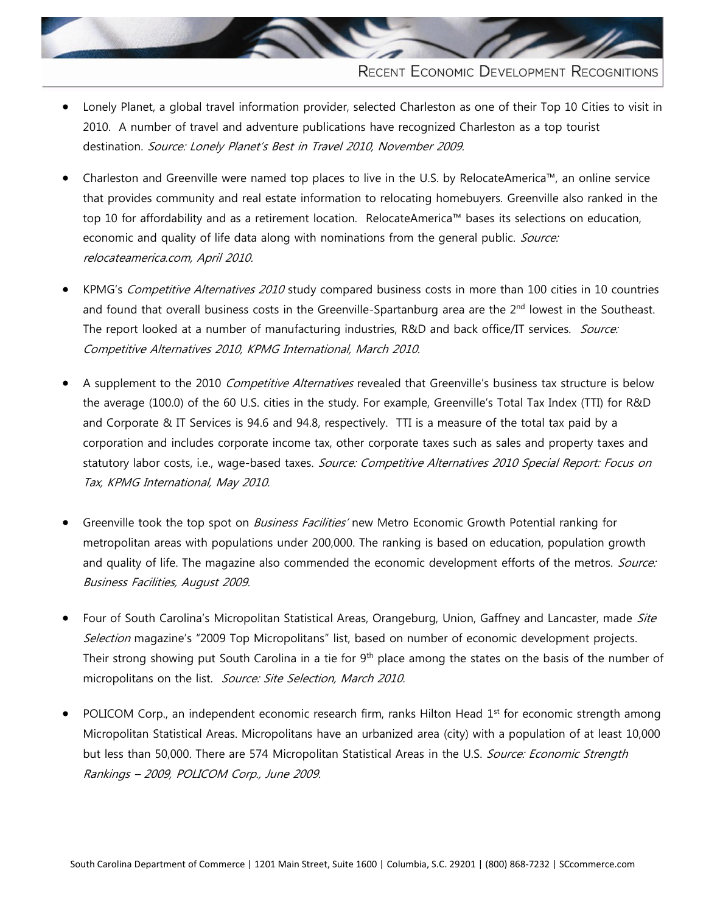## Recent Economic Development Recognitions

- Lonely Planet, a global travel information provider, selected Charleston as one of their Top 10 Cities to visit in 2010. A number of travel and adventure publications have recognized Charleston as a top tourist destination. *Source: Lonely Planet's Best in Travel 2010, November 2009.*

- Charleston and Greenville were named top places to live in the U.S. by RelocateAmerica™, an online service that provides community and real estate information to relocating homebuyers. Greenville also ranked in the top 10 for affordability and as a retirement location. RelocateAmerica™ bases its selections on education, economic and quality of life data along with nominations from the general public. *Source: relocateamerica.com, April 2010.*

- KPMG's *Competitive Alternatives 2010* study compared business costs in more than 100 cities in 10 countries and found that overall business costs in the Greenville-Spartanburg area are the 2nd lowest in the Southeast. The report looked at a number of manufacturing industries, R&D and back office/IT services. *Source: Competitive Alternatives 2010, KPMG International, March 2010.*

- A supplement to the 2010 *Competitive Alternatives* revealed that Greenville's business tax structure is below the average (100.0) of the 60 U.S. cities in the study. For example, Greenville's Total Tax Index (TTI) for R&D and Corporate & IT Services is 94.6 and 94.8, respectively. TTI is a measure of the total tax paid by a corporation and includes corporate income tax, other corporate taxes such as sales and property taxes and statutory labor costs, i.e., wage-based taxes. *Source: Competitive Alternatives 2010 Special Report: Focus on Tax, KPMG International, May 2010.*

- Greenville took the top spot on *Business Facilities'* new Metro Economic Growth Potential ranking for metropolitan areas with populations under 200,000. The ranking is based on education, population growth and quality of life. The magazine also commended the economic development efforts of the metros. *Source: Business Facilities, August 2009.*

- Four of South Carolina's Micropolitan Statistical Areas, Orangeburg, Union, Gaffney and Lancaster, made *Site Selection* magazine's "2009 Top Micropolitans" list, based on number of economic development projects. Their strong showing put South Carolina in a tie for 9th place among the states on the basis of the number of micropolitans on the list. *Source: Site Selection, March 2010.*

- POLICOM Corp., an independent economic research firm, ranks Hilton Head 1st for economic strength among Micropolitan Statistical Areas. Micropolitans have an urbanized area (city) with a population of at least 10,000 but less than 50,000. There are 574 Micropolitan Statistical Areas in the U.S. *Source: Economic Strength Rankings – 2009, POLICOM Corp., June 2009.*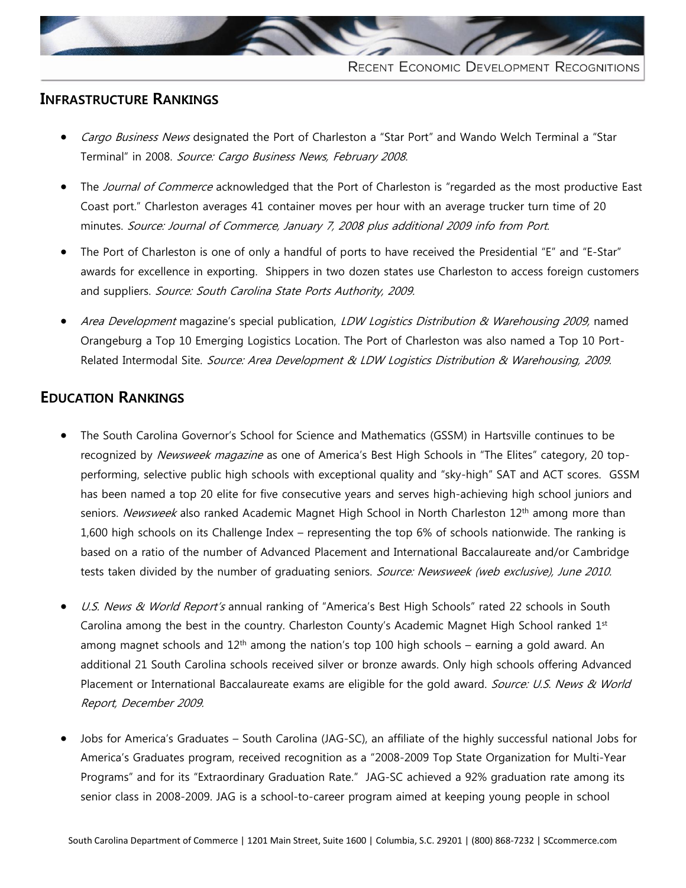## Infrastructure Rankings

- *Cargo Business News* designated the Port of Charleston a "Star Port" and Wando Welch Terminal a "Star Terminal" in 2008. *Source: Cargo Business News, February 2008.*

- The *Journal of Commerce* acknowledged that the Port of Charleston is "regarded as the most productive East Coast port." Charleston averages 41 container moves per hour with an average trucker turn time of 20 minutes. *Source: Journal of Commerce, January 7, 2008 plus additional 2009 info from Port.*

- The Port of Charleston is one of only a handful of ports to have received the Presidential "E" and "E-Star" awards for excellence in exporting. Shippers in two dozen states use Charleston to access foreign customers and suppliers. *Source: South Carolina State Ports Authority, 2009.*

- *Area Development* magazine's special publication, *LDW Logistics Distribution & Warehousing 2009,* named Orangeburg a Top 10 Emerging Logistics Location. The Port of Charleston was also named a Top 10 Port-Related Intermodal Site. *Source: Area Development & LDW Logistics Distribution & Warehousing, 2009.*

## Education Rankings

- The South Carolina Governor's School for Science and Mathematics (GSSM) in Hartsville continues to be recognized by *Newsweek magazine* as one of America's Best High Schools in "The Elites" category, 20 top-performing, selective public high schools with exceptional quality and "sky-high" SAT and ACT scores. GSSM has been named a top 20 elite for five consecutive years and serves high-achieving high school juniors and seniors. *Newsweek* also ranked Academic Magnet High School in North Charleston 12th among more than 1,600 high schools on its Challenge Index – representing the top 6% of schools nationwide. The ranking is based on a ratio of the number of Advanced Placement and International Baccalaureate and/or Cambridge tests taken divided by the number of graduating seniors. *Source: Newsweek (web exclusive), June 2010.*

- *U.S. News & World Report's* annual ranking of "America's Best High Schools" rated 22 schools in South Carolina among the best in the country. Charleston County's Academic Magnet High School ranked 1st among magnet schools and 12th among the nation's top 100 high schools – earning a gold award. An additional 21 South Carolina schools received silver or bronze awards. Only high schools offering Advanced Placement or International Baccalaureate exams are eligible for the gold award. *Source: U.S. News & World Report, December 2009.*

- Jobs for America's Graduates – South Carolina (JAG-SC), an affiliate of the highly successful national Jobs for America's Graduates program, received recognition as a "2008-2009 Top State Organization for Multi-Year Programs" and for its "Extraordinary Graduation Rate." JAG-SC achieved a 92% graduation rate among its senior class in 2008-2009. JAG is a school-to-career program aimed at keeping young people in school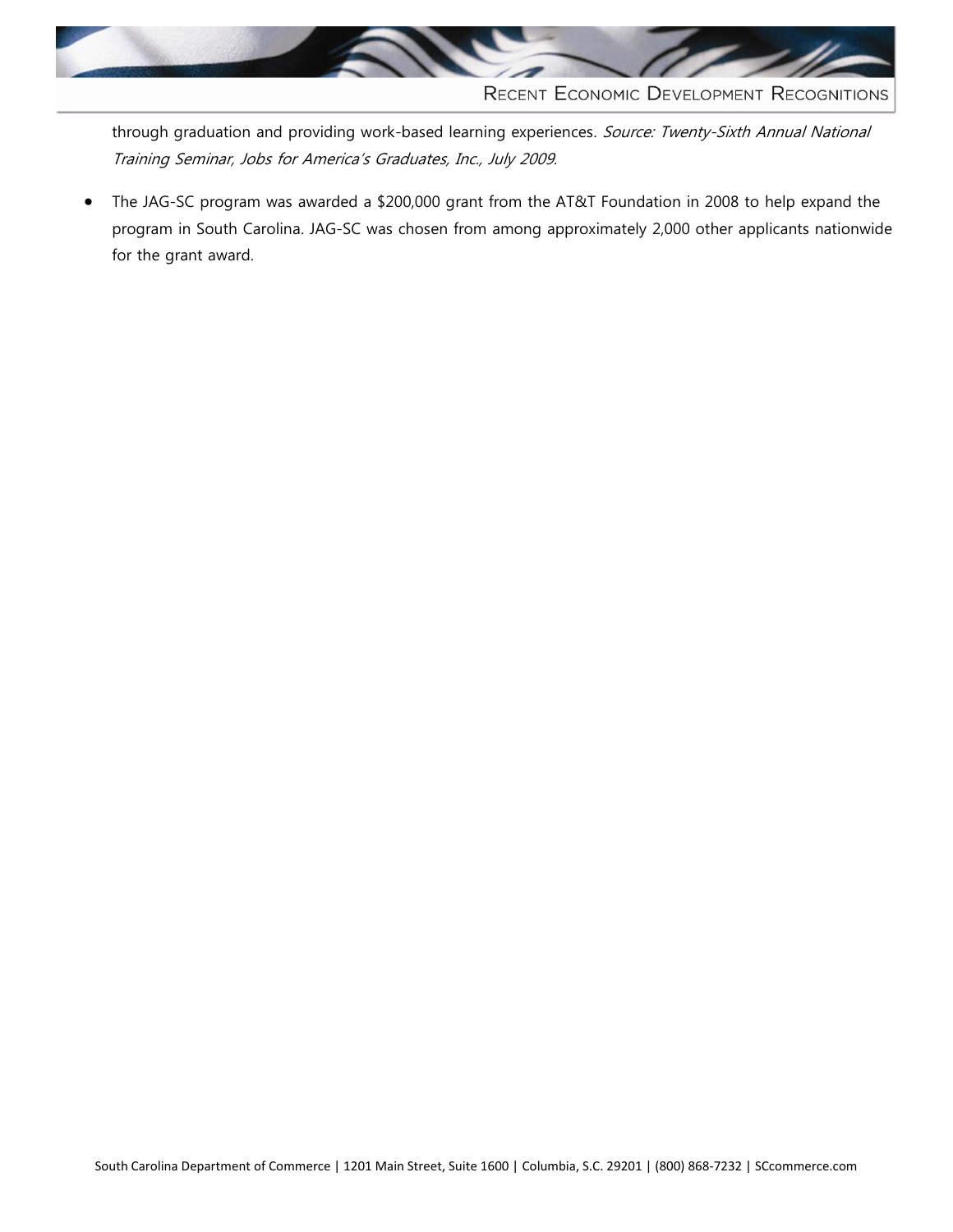through graduation and providing work-based learning experiences. *Source: Twenty-Sixth Annual National Training Seminar, Jobs for America's Graduates, Inc., July 2009.*

- The JAG-SC program was awarded a $200,000 grant from the AT&T Foundation in 2008 to help expand the program in South Carolina. JAG-SC was chosen from among approximately 2,000 other applicants nationwide for the grant award.